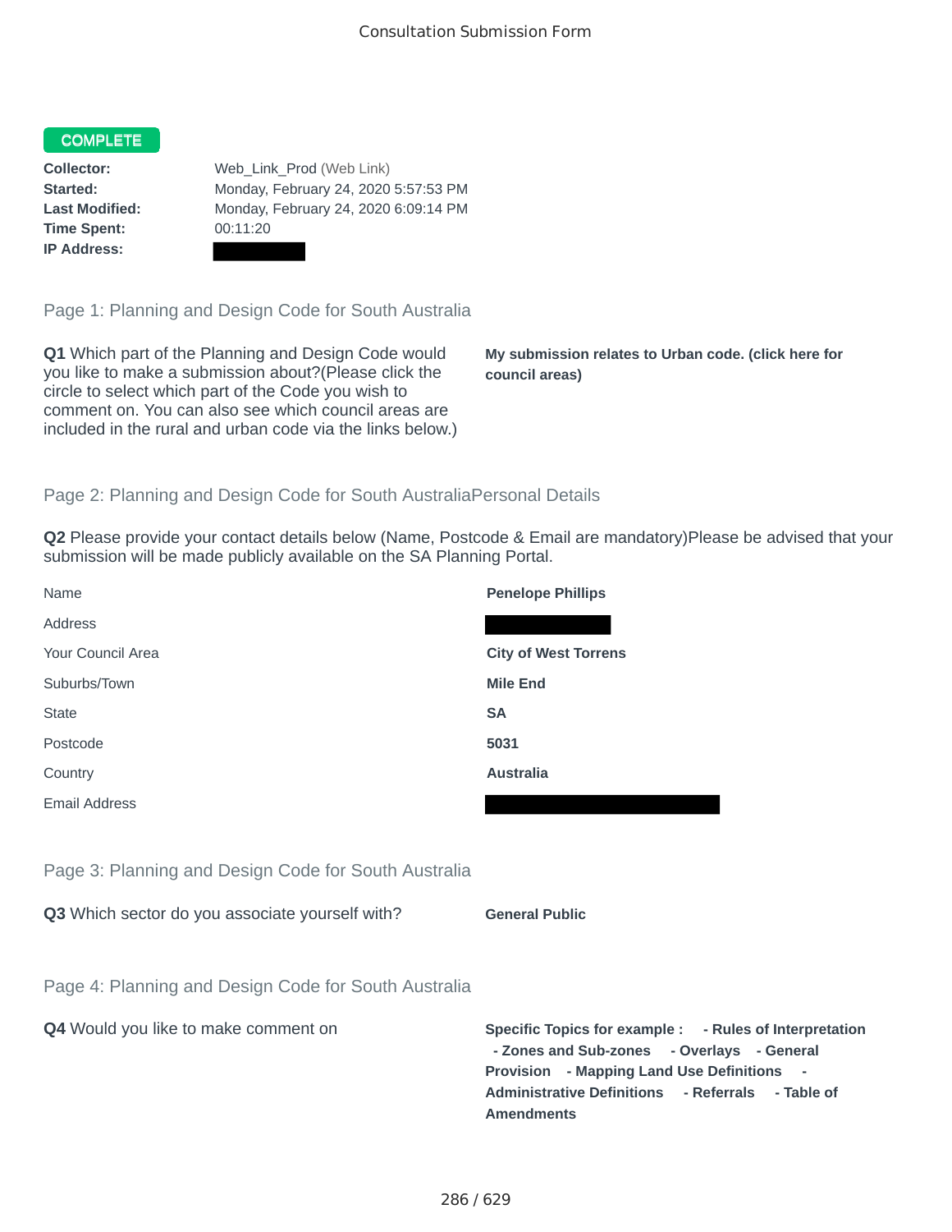# Consultation Submission Form

**COMPLETE**

**Collector:** Web_Link_Prod (Web Link)
**Started:** Monday, February 24, 2020 5:57:53 PM
**Last Modified:** Monday, February 24, 2020 6:09:14 PM
**Time Spent:** 00:11:20
**IP Address:**

## Page 1: Planning and Design Code for South Australia

**Q1** Which part of the Planning and Design Code would you like to make a submission about?(Please click the circle to select which part of the Code you wish to comment on. You can also see which council areas are included in the rural and urban code via the links below.)

**My submission relates to Urban code. (click here for council areas)**

## Page 2: Planning and Design Code for South AustraliaPersonal Details

**Q2** Please provide your contact details below (Name, Postcode & Email are mandatory)Please be advised that your submission will be made publicly available on the SA Planning Portal.

| | |
|---|---|
| Name | **Penelope Phillips** |
| Address | |
| Your Council Area | **City of West Torrens** |
| Suburbs/Town | **Mile End** |
| State | **SA** |
| Postcode | **5031** |
| Country | **Australia** |
| Email Address | |

## Page 3: Planning and Design Code for South Australia

**Q3** Which sector do you associate yourself with?

**General Public**

## Page 4: Planning and Design Code for South Australia

**Q4** Would you like to make comment on

**Specific Topics for example : - Rules of Interpretation - Zones and Sub-zones - Overlays - General Provision - Mapping Land Use Definitions - Administrative Definitions - Referrals - Table of Amendments**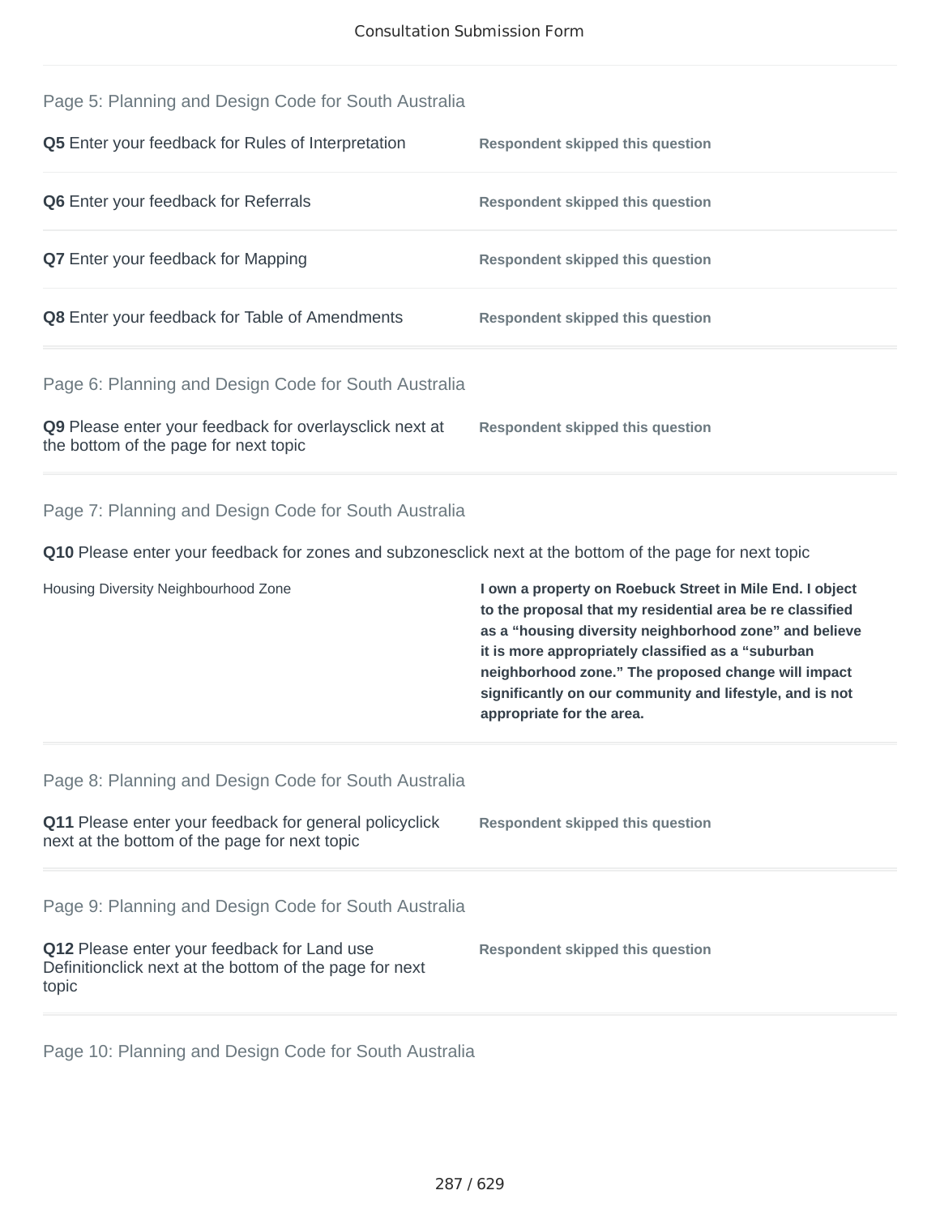## Page 5: Planning and Design Code for South Australia

**Q5** Enter your feedback for Rules of Interpretation — **Respondent skipped this question**

**Q6** Enter your feedback for Referrals — **Respondent skipped this question**

**Q7** Enter your feedback for Mapping — **Respondent skipped this question**

**Q8** Enter your feedback for Table of Amendments — **Respondent skipped this question**

## Page 6: Planning and Design Code for South Australia

**Q9** Please enter your feedback for overlaysclick next at the bottom of the page for next topic — **Respondent skipped this question**

## Page 7: Planning and Design Code for South Australia

**Q10** Please enter your feedback for zones and subzonesclick next at the bottom of the page for next topic

| | |
|---|---|
| Housing Diversity Neighbourhood Zone | **I own a property on Roebuck Street in Mile End. I object to the proposal that my residential area be re classified as a "housing diversity neighborhood zone" and believe it is more appropriately classified as a "suburban neighborhood zone." The proposed change will impact significantly on our community and lifestyle, and is not appropriate for the area.** |

## Page 8: Planning and Design Code for South Australia

**Q11** Please enter your feedback for general policyclick next at the bottom of the page for next topic — **Respondent skipped this question**

## Page 9: Planning and Design Code for South Australia

**Q12** Please enter your feedback for Land use Definitionclick next at the bottom of the page for next topic — **Respondent skipped this question**

## Page 10: Planning and Design Code for South Australia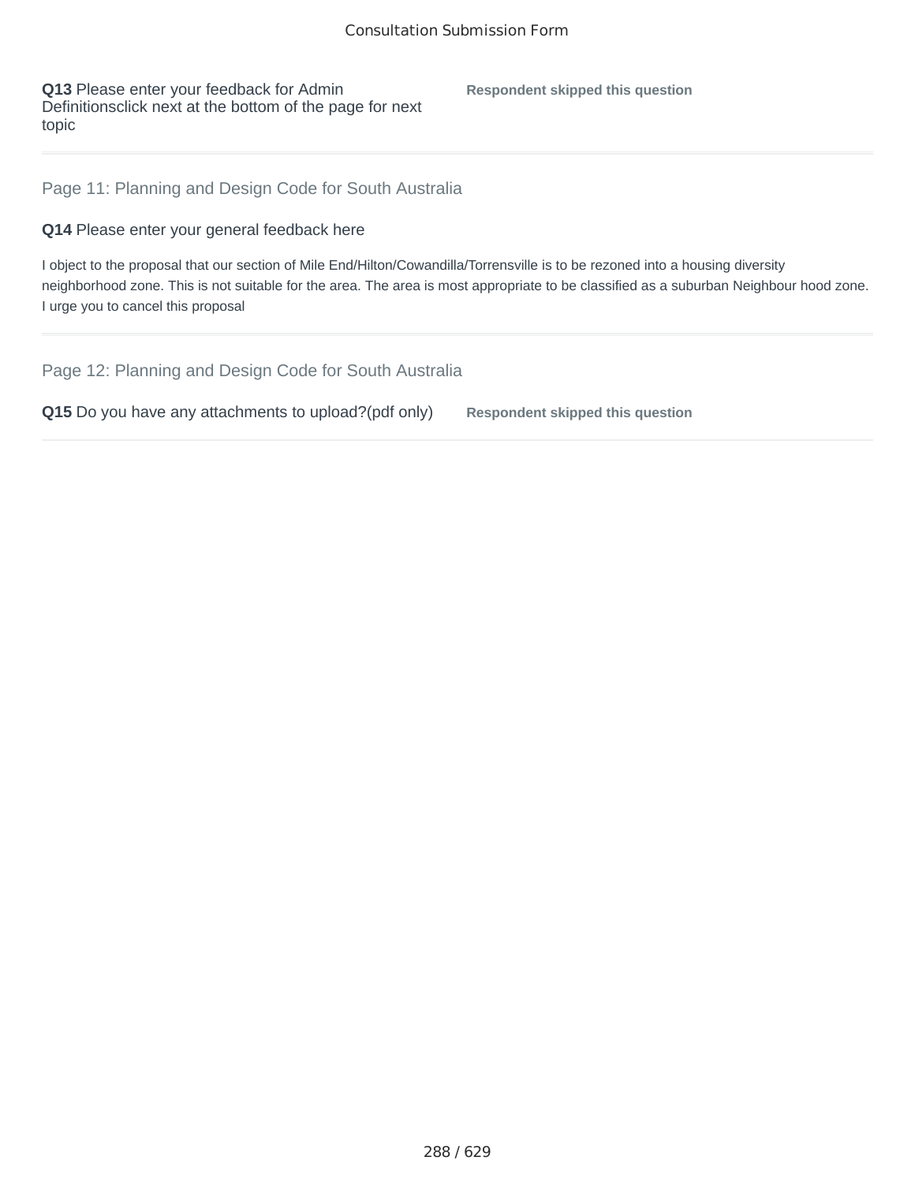**Q13** Please enter your feedback for Admin Definitionsclick next at the bottom of the page for next topic

**Respondent skipped this question**

## Page 11: Planning and Design Code for South Australia

**Q14** Please enter your general feedback here

I object to the proposal that our section of Mile End/Hilton/Cowandilla/Torrensville is to be rezoned into a housing diversity neighborhood zone. This is not suitable for the area. The area is most appropriate to be classified as a suburban Neighbour hood zone. I urge you to cancel this proposal

## Page 12: Planning and Design Code for South Australia

**Q15** Do you have any attachments to upload?(pdf only)

**Respondent skipped this question**